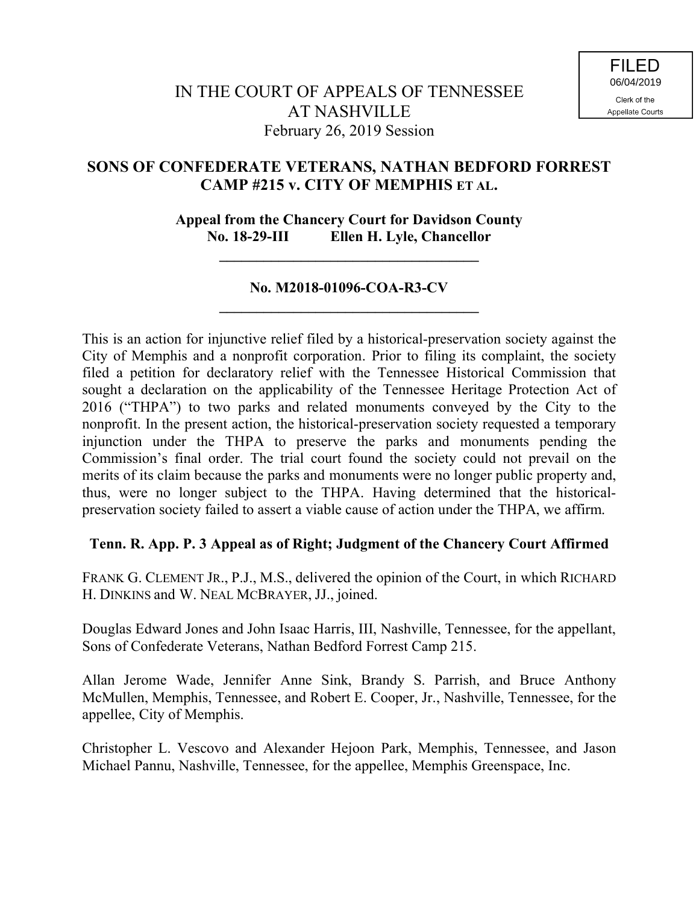FILED
06/04/2019
Clerk of the
Appellate Courts

IN THE COURT OF APPEALS OF TENNESSEE
AT NASHVILLE
February 26, 2019 Session

**SONS OF CONFEDERATE VETERANS, NATHAN BEDFORD FORREST CAMP #215 v. CITY OF MEMPHIS ET AL.**

**Appeal from the Chancery Court for Davidson County**
**No. 18-29-III Ellen H. Lyle, Chancellor**

---

**No. M2018-01096-COA-R3-CV**

---

This is an action for injunctive relief filed by a historical-preservation society against the City of Memphis and a nonprofit corporation. Prior to filing its complaint, the society filed a petition for declaratory relief with the Tennessee Historical Commission that sought a declaration on the applicability of the Tennessee Heritage Protection Act of 2016 ("THPA") to two parks and related monuments conveyed by the City to the nonprofit. In the present action, the historical-preservation society requested a temporary injunction under the THPA to preserve the parks and monuments pending the Commission's final order. The trial court found the society could not prevail on the merits of its claim because the parks and monuments were no longer public property and, thus, were no longer subject to the THPA. Having determined that the historical-preservation society failed to assert a viable cause of action under the THPA, we affirm.

**Tenn. R. App. P. 3 Appeal as of Right; Judgment of the Chancery Court Affirmed**

FRANK G. CLEMENT JR., P.J., M.S., delivered the opinion of the Court, in which RICHARD H. DINKINS and W. NEAL MCBRAYER, JJ., joined.

Douglas Edward Jones and John Isaac Harris, III, Nashville, Tennessee, for the appellant, Sons of Confederate Veterans, Nathan Bedford Forrest Camp 215.

Allan Jerome Wade, Jennifer Anne Sink, Brandy S. Parrish, and Bruce Anthony McMullen, Memphis, Tennessee, and Robert E. Cooper, Jr., Nashville, Tennessee, for the appellee, City of Memphis.

Christopher L. Vescovo and Alexander Hejoon Park, Memphis, Tennessee, and Jason Michael Pannu, Nashville, Tennessee, for the appellee, Memphis Greenspace, Inc.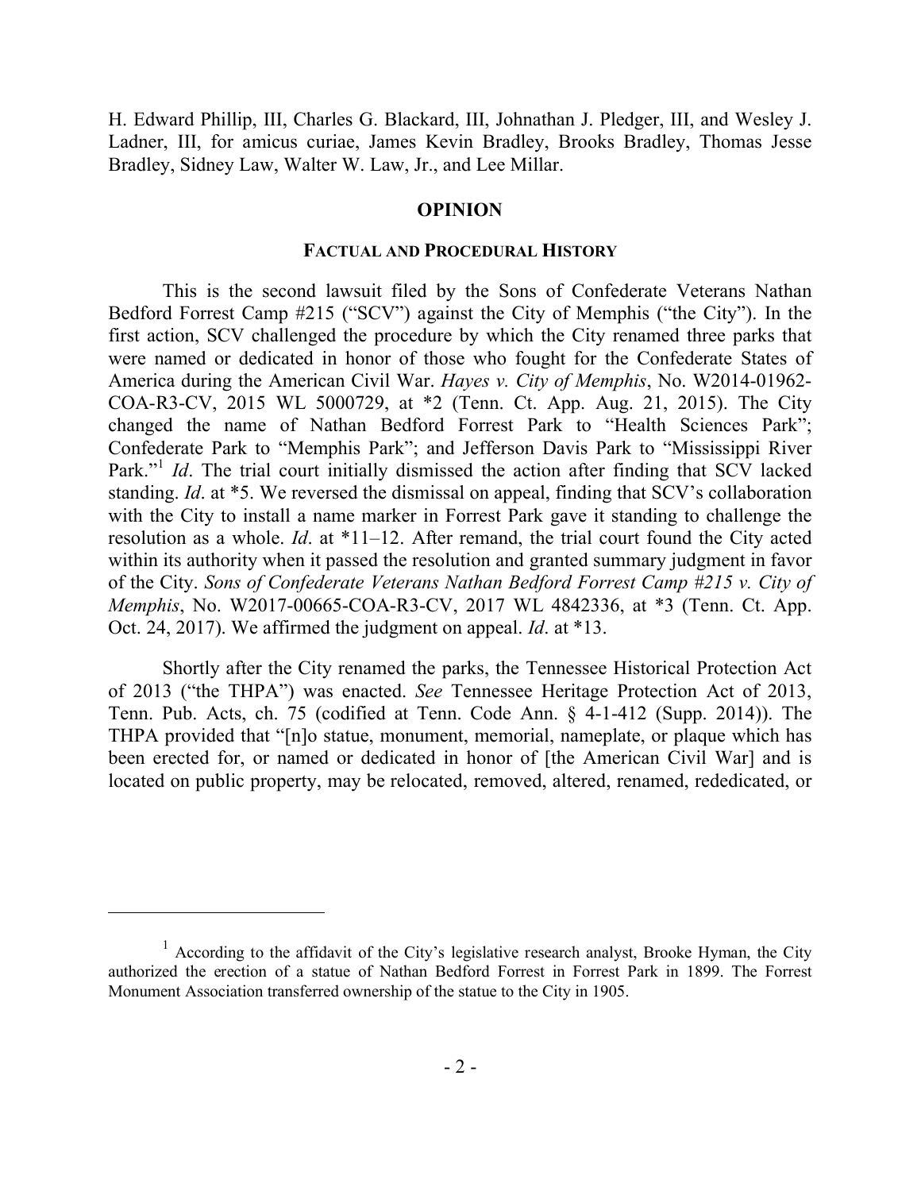H. Edward Phillip, III, Charles G. Blackard, III, Johnathan J. Pledger, III, and Wesley J. Ladner, III, for amicus curiae, James Kevin Bradley, Brooks Bradley, Thomas Jesse Bradley, Sidney Law, Walter W. Law, Jr., and Lee Millar.

## OPINION

### FACTUAL AND PROCEDURAL HISTORY

This is the second lawsuit filed by the Sons of Confederate Veterans Nathan Bedford Forrest Camp #215 ("SCV") against the City of Memphis ("the City"). In the first action, SCV challenged the procedure by which the City renamed three parks that were named or dedicated in honor of those who fought for the Confederate States of America during the American Civil War. *Hayes v. City of Memphis*, No. W2014-01962-COA-R3-CV, 2015 WL 5000729, at *2 (Tenn. Ct. App. Aug. 21, 2015). The City changed the name of Nathan Bedford Forrest Park to "Health Sciences Park"; Confederate Park to "Memphis Park"; and Jefferson Davis Park to "Mississippi River Park."[1] *Id*. The trial court initially dismissed the action after finding that SCV lacked standing. *Id*. at *5. We reversed the dismissal on appeal, finding that SCV's collaboration with the City to install a name marker in Forrest Park gave it standing to challenge the resolution as a whole. *Id*. at *11–12. After remand, the trial court found the City acted within its authority when it passed the resolution and granted summary judgment in favor of the City. *Sons of Confederate Veterans Nathan Bedford Forrest Camp #215 v. City of Memphis*, No. W2017-00665-COA-R3-CV, 2017 WL 4842336, at *3 (Tenn. Ct. App. Oct. 24, 2017). We affirmed the judgment on appeal. *Id*. at *13.

Shortly after the City renamed the parks, the Tennessee Historical Protection Act of 2013 ("the THPA") was enacted. *See* Tennessee Heritage Protection Act of 2013, Tenn. Pub. Acts, ch. 75 (codified at Tenn. Code Ann. § 4-1-412 (Supp. 2014)). The THPA provided that "[n]o statue, monument, memorial, nameplate, or plaque which has been erected for, or named or dedicated in honor of [the American Civil War] and is located on public property, may be relocated, removed, altered, renamed, rededicated, or

---

[1] According to the affidavit of the City's legislative research analyst, Brooke Hyman, the City authorized the erection of a statue of Nathan Bedford Forrest in Forrest Park in 1899. The Forrest Monument Association transferred ownership of the statue to the City in 1905.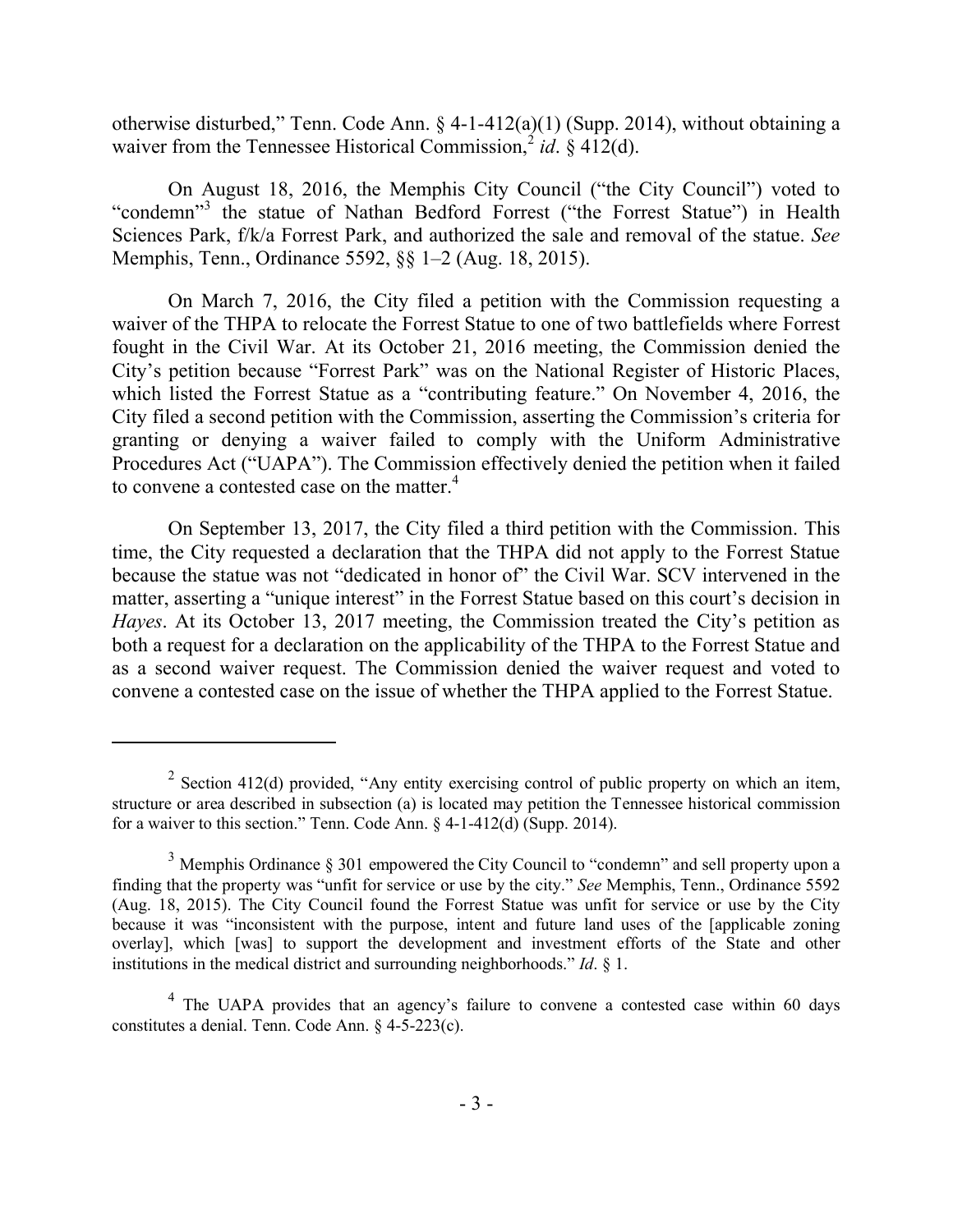otherwise disturbed," Tenn. Code Ann. § 4-1-412(a)(1) (Supp. 2014), without obtaining a waiver from the Tennessee Historical Commission,[2] *id*. § 412(d).

On August 18, 2016, the Memphis City Council ("the City Council") voted to "condemn"[3] the statue of Nathan Bedford Forrest ("the Forrest Statue") in Health Sciences Park, f/k/a Forrest Park, and authorized the sale and removal of the statue. *See* Memphis, Tenn., Ordinance 5592, §§ 1–2 (Aug. 18, 2015).

On March 7, 2016, the City filed a petition with the Commission requesting a waiver of the THPA to relocate the Forrest Statue to one of two battlefields where Forrest fought in the Civil War. At its October 21, 2016 meeting, the Commission denied the City's petition because "Forrest Park" was on the National Register of Historic Places, which listed the Forrest Statue as a "contributing feature." On November 4, 2016, the City filed a second petition with the Commission, asserting the Commission's criteria for granting or denying a waiver failed to comply with the Uniform Administrative Procedures Act ("UAPA"). The Commission effectively denied the petition when it failed to convene a contested case on the matter.[4]

On September 13, 2017, the City filed a third petition with the Commission. This time, the City requested a declaration that the THPA did not apply to the Forrest Statue because the statue was not "dedicated in honor of" the Civil War. SCV intervened in the matter, asserting a "unique interest" in the Forrest Statue based on this court's decision in *Hayes*. At its October 13, 2017 meeting, the Commission treated the City's petition as both a request for a declaration on the applicability of the THPA to the Forrest Statue and as a second waiver request. The Commission denied the waiver request and voted to convene a contested case on the issue of whether the THPA applied to the Forrest Statue.

---

[2] Section 412(d) provided, "Any entity exercising control of public property on which an item, structure or area described in subsection (a) is located may petition the Tennessee historical commission for a waiver to this section." Tenn. Code Ann. § 4-1-412(d) (Supp. 2014).

[3] Memphis Ordinance § 301 empowered the City Council to "condemn" and sell property upon a finding that the property was "unfit for service or use by the city." *See* Memphis, Tenn., Ordinance 5592 (Aug. 18, 2015). The City Council found the Forrest Statue was unfit for service or use by the City because it was "inconsistent with the purpose, intent and future land uses of the [applicable zoning overlay], which [was] to support the development and investment efforts of the State and other institutions in the medical district and surrounding neighborhoods." *Id*. § 1.

[4] The UAPA provides that an agency's failure to convene a contested case within 60 days constitutes a denial. Tenn. Code Ann. § 4-5-223(c).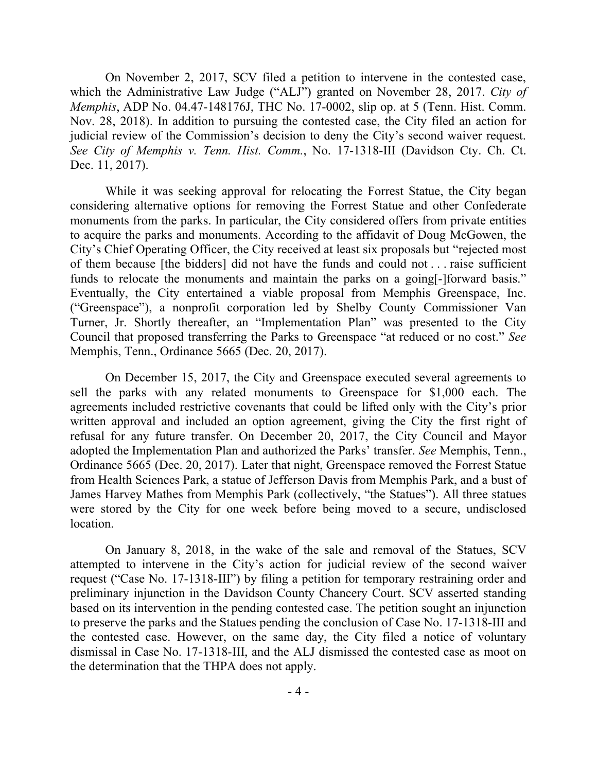On November 2, 2017, SCV filed a petition to intervene in the contested case, which the Administrative Law Judge ("ALJ") granted on November 28, 2017. *City of Memphis*, ADP No. 04.47-148176J, THC No. 17-0002, slip op. at 5 (Tenn. Hist. Comm. Nov. 28, 2018). In addition to pursuing the contested case, the City filed an action for judicial review of the Commission's decision to deny the City's second waiver request. *See City of Memphis v. Tenn. Hist. Comm.*, No. 17-1318-III (Davidson Cty. Ch. Ct. Dec. 11, 2017).

While it was seeking approval for relocating the Forrest Statue, the City began considering alternative options for removing the Forrest Statue and other Confederate monuments from the parks. In particular, the City considered offers from private entities to acquire the parks and monuments. According to the affidavit of Doug McGowen, the City's Chief Operating Officer, the City received at least six proposals but "rejected most of them because [the bidders] did not have the funds and could not . . . raise sufficient funds to relocate the monuments and maintain the parks on a going[-]forward basis." Eventually, the City entertained a viable proposal from Memphis Greenspace, Inc. ("Greenspace"), a nonprofit corporation led by Shelby County Commissioner Van Turner, Jr. Shortly thereafter, an "Implementation Plan" was presented to the City Council that proposed transferring the Parks to Greenspace "at reduced or no cost." *See* Memphis, Tenn., Ordinance 5665 (Dec. 20, 2017).

On December 15, 2017, the City and Greenspace executed several agreements to sell the parks with any related monuments to Greenspace for $1,000 each. The agreements included restrictive covenants that could be lifted only with the City's prior written approval and included an option agreement, giving the City the first right of refusal for any future transfer. On December 20, 2017, the City Council and Mayor adopted the Implementation Plan and authorized the Parks' transfer. *See* Memphis, Tenn., Ordinance 5665 (Dec. 20, 2017). Later that night, Greenspace removed the Forrest Statue from Health Sciences Park, a statue of Jefferson Davis from Memphis Park, and a bust of James Harvey Mathes from Memphis Park (collectively, "the Statues"). All three statues were stored by the City for one week before being moved to a secure, undisclosed location.

On January 8, 2018, in the wake of the sale and removal of the Statues, SCV attempted to intervene in the City's action for judicial review of the second waiver request ("Case No. 17-1318-III") by filing a petition for temporary restraining order and preliminary injunction in the Davidson County Chancery Court. SCV asserted standing based on its intervention in the pending contested case. The petition sought an injunction to preserve the parks and the Statues pending the conclusion of Case No. 17-1318-III and the contested case. However, on the same day, the City filed a notice of voluntary dismissal in Case No. 17-1318-III, and the ALJ dismissed the contested case as moot on the determination that the THPA does not apply.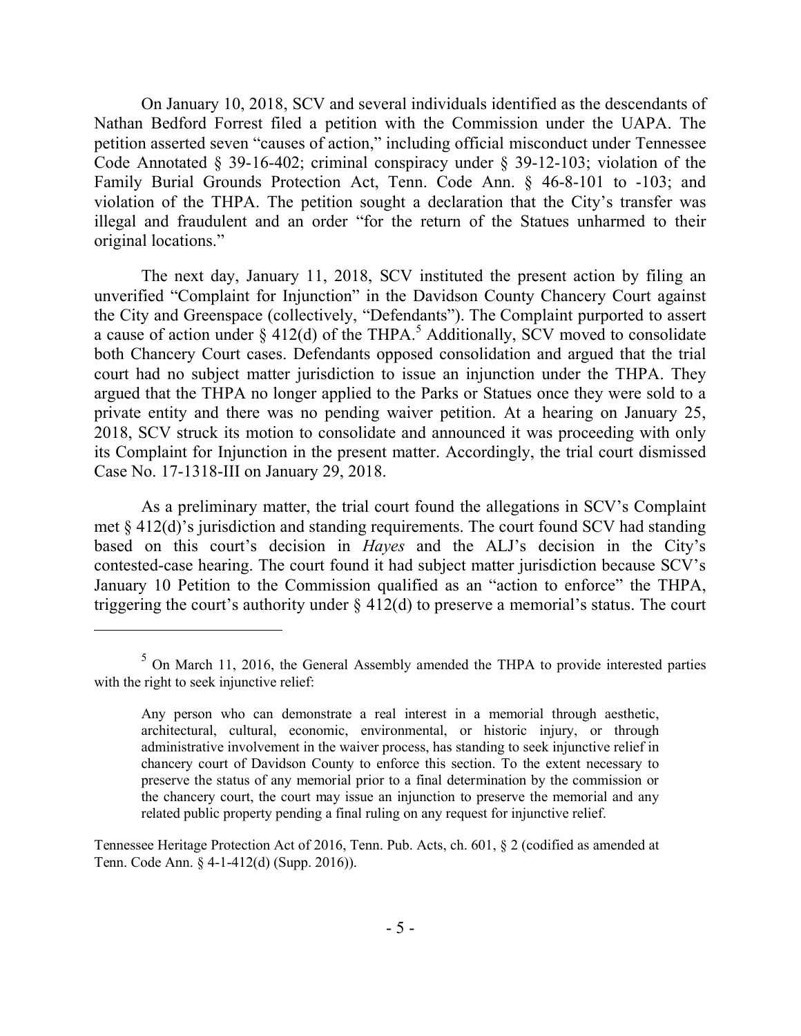On January 10, 2018, SCV and several individuals identified as the descendants of Nathan Bedford Forrest filed a petition with the Commission under the UAPA. The petition asserted seven "causes of action," including official misconduct under Tennessee Code Annotated § 39-16-402; criminal conspiracy under § 39-12-103; violation of the Family Burial Grounds Protection Act, Tenn. Code Ann. § 46-8-101 to -103; and violation of the THPA. The petition sought a declaration that the City's transfer was illegal and fraudulent and an order "for the return of the Statues unharmed to their original locations."

The next day, January 11, 2018, SCV instituted the present action by filing an unverified "Complaint for Injunction" in the Davidson County Chancery Court against the City and Greenspace (collectively, "Defendants"). The Complaint purported to assert a cause of action under § 412(d) of the THPA.[5] Additionally, SCV moved to consolidate both Chancery Court cases. Defendants opposed consolidation and argued that the trial court had no subject matter jurisdiction to issue an injunction under the THPA. They argued that the THPA no longer applied to the Parks or Statues once they were sold to a private entity and there was no pending waiver petition. At a hearing on January 25, 2018, SCV struck its motion to consolidate and announced it was proceeding with only its Complaint for Injunction in the present matter. Accordingly, the trial court dismissed Case No. 17-1318-III on January 29, 2018.

As a preliminary matter, the trial court found the allegations in SCV's Complaint met § 412(d)'s jurisdiction and standing requirements. The court found SCV had standing based on this court's decision in *Hayes* and the ALJ's decision in the City's contested-case hearing. The court found it had subject matter jurisdiction because SCV's January 10 Petition to the Commission qualified as an "action to enforce" the THPA, triggering the court's authority under § 412(d) to preserve a memorial's status. The court

---

[5] On March 11, 2016, the General Assembly amended the THPA to provide interested parties with the right to seek injunctive relief:

> Any person who can demonstrate a real interest in a memorial through aesthetic, architectural, cultural, economic, environmental, or historic injury, or through administrative involvement in the waiver process, has standing to seek injunctive relief in chancery court of Davidson County to enforce this section. To the extent necessary to preserve the status of any memorial prior to a final determination by the commission or the chancery court, the court may issue an injunction to preserve the memorial and any related public property pending a final ruling on any request for injunctive relief.

Tennessee Heritage Protection Act of 2016, Tenn. Pub. Acts, ch. 601, § 2 (codified as amended at Tenn. Code Ann. § 4-1-412(d) (Supp. 2016)).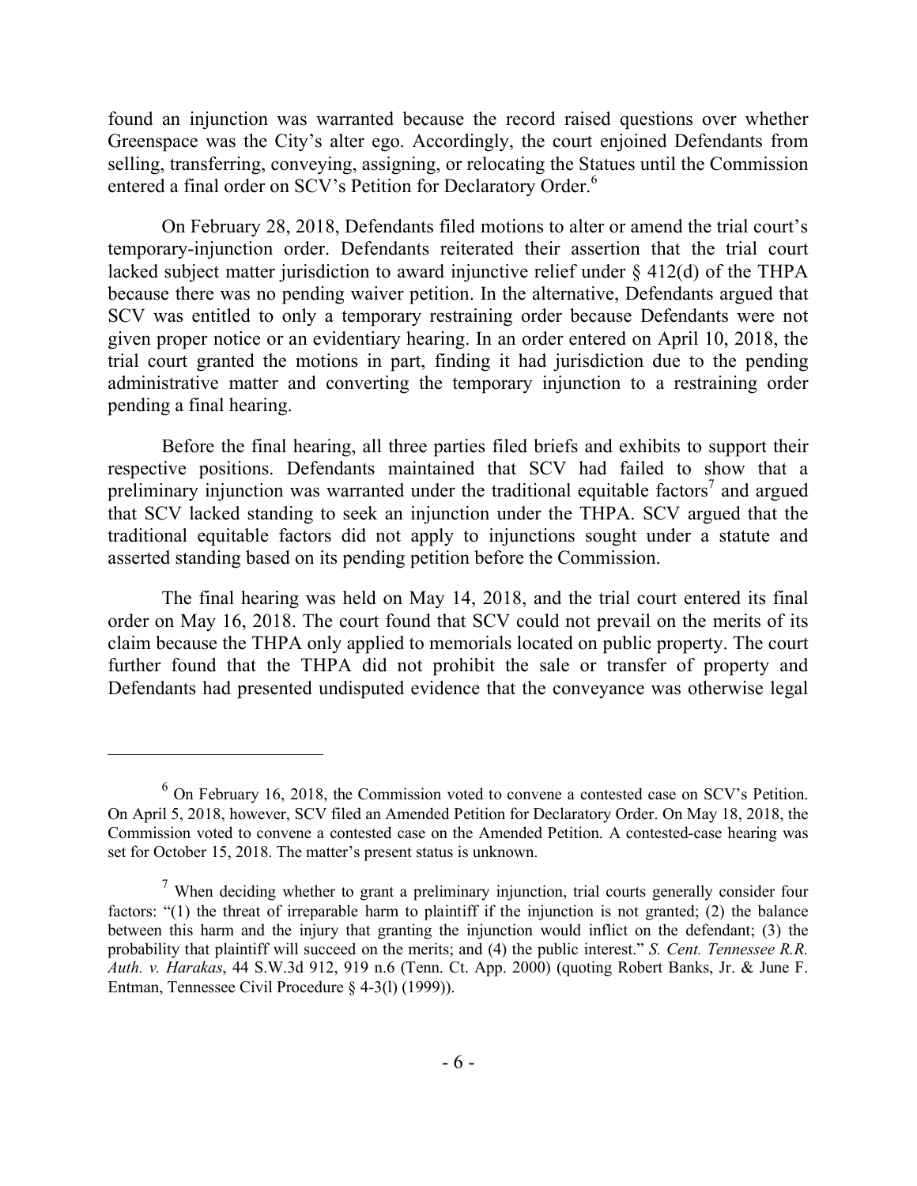found an injunction was warranted because the record raised questions over whether Greenspace was the City's alter ego. Accordingly, the court enjoined Defendants from selling, transferring, conveying, assigning, or relocating the Statues until the Commission entered a final order on SCV's Petition for Declaratory Order.[6]

On February 28, 2018, Defendants filed motions to alter or amend the trial court's temporary-injunction order. Defendants reiterated their assertion that the trial court lacked subject matter jurisdiction to award injunctive relief under § 412(d) of the THPA because there was no pending waiver petition. In the alternative, Defendants argued that SCV was entitled to only a temporary restraining order because Defendants were not given proper notice or an evidentiary hearing. In an order entered on April 10, 2018, the trial court granted the motions in part, finding it had jurisdiction due to the pending administrative matter and converting the temporary injunction to a restraining order pending a final hearing.

Before the final hearing, all three parties filed briefs and exhibits to support their respective positions. Defendants maintained that SCV had failed to show that a preliminary injunction was warranted under the traditional equitable factors[7] and argued that SCV lacked standing to seek an injunction under the THPA. SCV argued that the traditional equitable factors did not apply to injunctions sought under a statute and asserted standing based on its pending petition before the Commission.

The final hearing was held on May 14, 2018, and the trial court entered its final order on May 16, 2018. The court found that SCV could not prevail on the merits of its claim because the THPA only applied to memorials located on public property. The court further found that the THPA did not prohibit the sale or transfer of property and Defendants had presented undisputed evidence that the conveyance was otherwise legal

---

[6] On February 16, 2018, the Commission voted to convene a contested case on SCV's Petition. On April 5, 2018, however, SCV filed an Amended Petition for Declaratory Order. On May 18, 2018, the Commission voted to convene a contested case on the Amended Petition. A contested-case hearing was set for October 15, 2018. The matter's present status is unknown.

[7] When deciding whether to grant a preliminary injunction, trial courts generally consider four factors: "(1) the threat of irreparable harm to plaintiff if the injunction is not granted; (2) the balance between this harm and the injury that granting the injunction would inflict on the defendant; (3) the probability that plaintiff will succeed on the merits; and (4) the public interest." *S. Cent. Tennessee R.R. Auth. v. Harakas*, 44 S.W.3d 912, 919 n.6 (Tenn. Ct. App. 2000) (quoting Robert Banks, Jr. & June F. Entman, Tennessee Civil Procedure § 4-3(l) (1999)).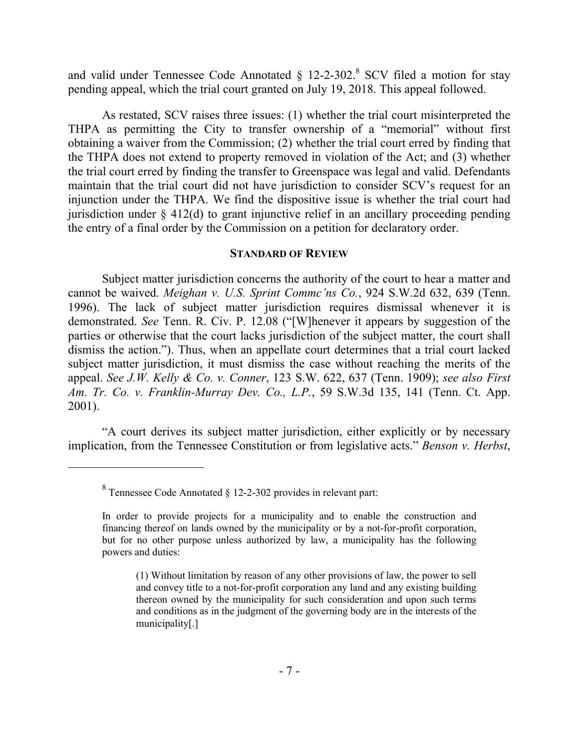and valid under Tennessee Code Annotated § 12-2-302.[8] SCV filed a motion for stay pending appeal, which the trial court granted on July 19, 2018. This appeal followed.

As restated, SCV raises three issues: (1) whether the trial court misinterpreted the THPA as permitting the City to transfer ownership of a "memorial" without first obtaining a waiver from the Commission; (2) whether the trial court erred by finding that the THPA does not extend to property removed in violation of the Act; and (3) whether the trial court erred by finding the transfer to Greenspace was legal and valid. Defendants maintain that the trial court did not have jurisdiction to consider SCV's request for an injunction under the THPA. We find the dispositive issue is whether the trial court had jurisdiction under § 412(d) to grant injunctive relief in an ancillary proceeding pending the entry of a final order by the Commission on a petition for declaratory order.

## STANDARD OF REVIEW

Subject matter jurisdiction concerns the authority of the court to hear a matter and cannot be waived. *Meighan v. U.S. Sprint Commc'ns Co.*, 924 S.W.2d 632, 639 (Tenn. 1996). The lack of subject matter jurisdiction requires dismissal whenever it is demonstrated. *See* Tenn. R. Civ. P. 12.08 ("[W]henever it appears by suggestion of the parties or otherwise that the court lacks jurisdiction of the subject matter, the court shall dismiss the action."). Thus, when an appellate court determines that a trial court lacked subject matter jurisdiction, it must dismiss the case without reaching the merits of the appeal. *See J.W. Kelly & Co. v. Conner*, 123 S.W. 622, 637 (Tenn. 1909); *see also First Am. Tr. Co. v. Franklin-Murray Dev. Co., L.P.*, 59 S.W.3d 135, 141 (Tenn. Ct. App. 2001).

"A court derives its subject matter jurisdiction, either explicitly or by necessary implication, from the Tennessee Constitution or from legislative acts." *Benson v. Herbst*,

---

[8] Tennessee Code Annotated § 12-2-302 provides in relevant part:

> In order to provide projects for a municipality and to enable the construction and financing thereof on lands owned by the municipality or by a not-for-profit corporation, but for no other purpose unless authorized by law, a municipality has the following powers and duties:
>
> > (1) Without limitation by reason of any other provisions of law, the power to sell and convey title to a not-for-profit corporation any land and any existing building thereon owned by the municipality for such consideration and upon such terms and conditions as in the judgment of the governing body are in the interests of the municipality[.]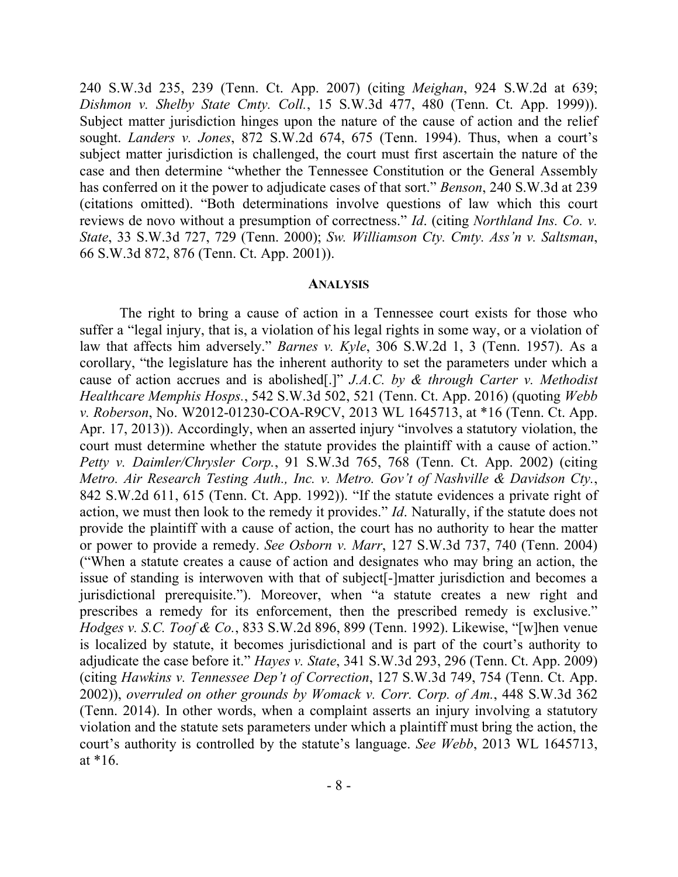240 S.W.3d 235, 239 (Tenn. Ct. App. 2007) (citing *Meighan*, 924 S.W.2d at 639; *Dishmon v. Shelby State Cmty. Coll.*, 15 S.W.3d 477, 480 (Tenn. Ct. App. 1999)). Subject matter jurisdiction hinges upon the nature of the cause of action and the relief sought. *Landers v. Jones*, 872 S.W.2d 674, 675 (Tenn. 1994). Thus, when a court's subject matter jurisdiction is challenged, the court must first ascertain the nature of the case and then determine "whether the Tennessee Constitution or the General Assembly has conferred on it the power to adjudicate cases of that sort." *Benson*, 240 S.W.3d at 239 (citations omitted). "Both determinations involve questions of law which this court reviews de novo without a presumption of correctness." *Id*. (citing *Northland Ins. Co. v. State*, 33 S.W.3d 727, 729 (Tenn. 2000); *Sw. Williamson Cty. Cmty. Ass'n v. Saltsman*, 66 S.W.3d 872, 876 (Tenn. Ct. App. 2001)).

## ANALYSIS

The right to bring a cause of action in a Tennessee court exists for those who suffer a "legal injury, that is, a violation of his legal rights in some way, or a violation of law that affects him adversely." *Barnes v. Kyle*, 306 S.W.2d 1, 3 (Tenn. 1957). As a corollary, "the legislature has the inherent authority to set the parameters under which a cause of action accrues and is abolished[.]" *J.A.C. by & through Carter v. Methodist Healthcare Memphis Hosps.*, 542 S.W.3d 502, 521 (Tenn. Ct. App. 2016) (quoting *Webb v. Roberson*, No. W2012-01230-COA-R9CV, 2013 WL 1645713, at *16 (Tenn. Ct. App. Apr. 17, 2013)). Accordingly, when an asserted injury "involves a statutory violation, the court must determine whether the statute provides the plaintiff with a cause of action." *Petty v. Daimler/Chrysler Corp.*, 91 S.W.3d 765, 768 (Tenn. Ct. App. 2002) (citing *Metro. Air Research Testing Auth., Inc. v. Metro. Gov't of Nashville & Davidson Cty.*, 842 S.W.2d 611, 615 (Tenn. Ct. App. 1992)). "If the statute evidences a private right of action, we must then look to the remedy it provides." *Id*. Naturally, if the statute does not provide the plaintiff with a cause of action, the court has no authority to hear the matter or power to provide a remedy. *See Osborn v. Marr*, 127 S.W.3d 737, 740 (Tenn. 2004) ("When a statute creates a cause of action and designates who may bring an action, the issue of standing is interwoven with that of subject[-]matter jurisdiction and becomes a jurisdictional prerequisite."). Moreover, when "a statute creates a new right and prescribes a remedy for its enforcement, then the prescribed remedy is exclusive." *Hodges v. S.C. Toof & Co.*, 833 S.W.2d 896, 899 (Tenn. 1992). Likewise, "[w]hen venue is localized by statute, it becomes jurisdictional and is part of the court's authority to adjudicate the case before it." *Hayes v. State*, 341 S.W.3d 293, 296 (Tenn. Ct. App. 2009) (citing *Hawkins v. Tennessee Dep't of Correction*, 127 S.W.3d 749, 754 (Tenn. Ct. App. 2002)), *overruled on other grounds by Womack v. Corr. Corp. of Am.*, 448 S.W.3d 362 (Tenn. 2014). In other words, when a complaint asserts an injury involving a statutory violation and the statute sets parameters under which a plaintiff must bring the action, the court's authority is controlled by the statute's language. *See Webb*, 2013 WL 1645713, at *16.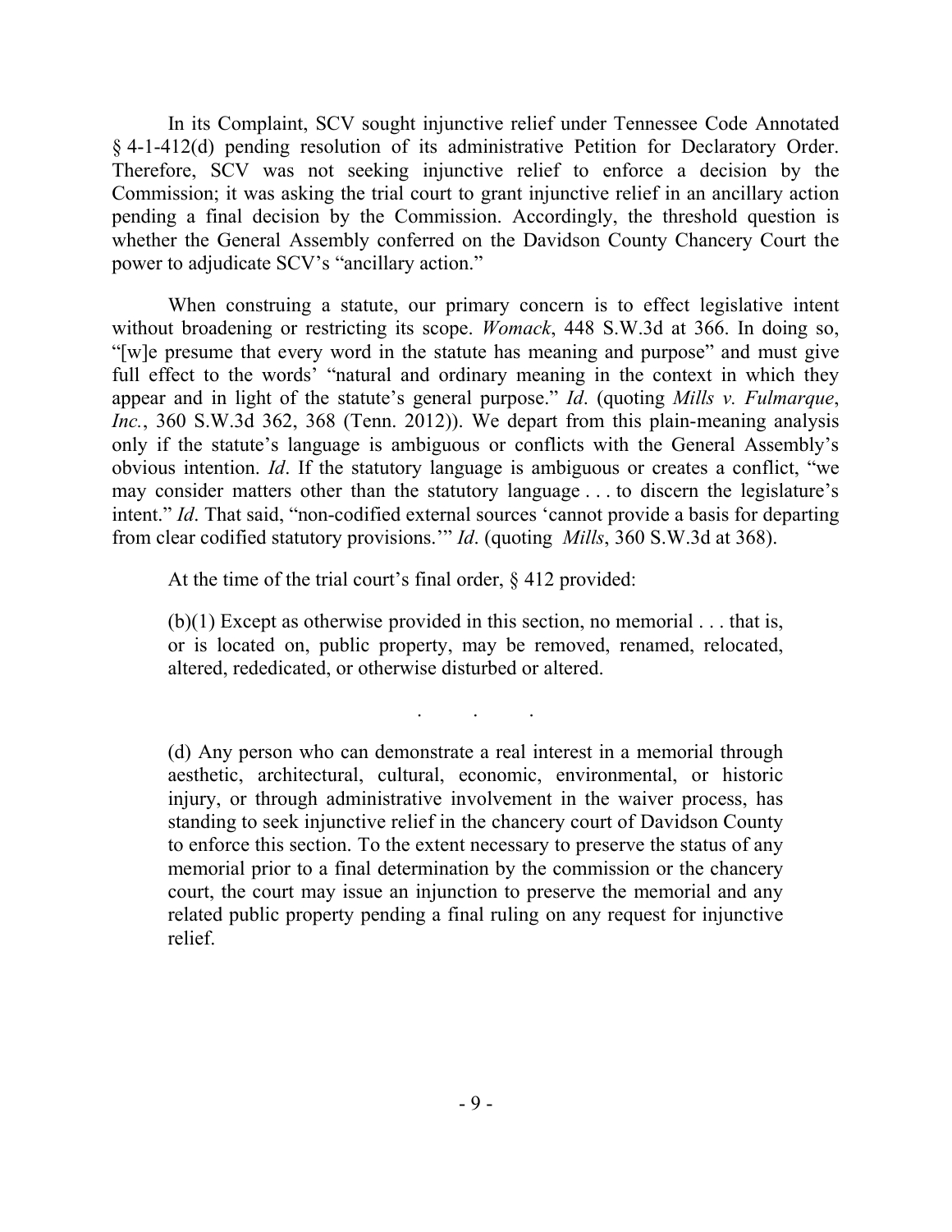In its Complaint, SCV sought injunctive relief under Tennessee Code Annotated § 4-1-412(d) pending resolution of its administrative Petition for Declaratory Order. Therefore, SCV was not seeking injunctive relief to enforce a decision by the Commission; it was asking the trial court to grant injunctive relief in an ancillary action pending a final decision by the Commission. Accordingly, the threshold question is whether the General Assembly conferred on the Davidson County Chancery Court the power to adjudicate SCV's "ancillary action."

When construing a statute, our primary concern is to effect legislative intent without broadening or restricting its scope. *Womack*, 448 S.W.3d at 366. In doing so, "[w]e presume that every word in the statute has meaning and purpose" and must give full effect to the words' "natural and ordinary meaning in the context in which they appear and in light of the statute's general purpose." *Id*. (quoting *Mills v. Fulmarque, Inc.*, 360 S.W.3d 362, 368 (Tenn. 2012)). We depart from this plain-meaning analysis only if the statute's language is ambiguous or conflicts with the General Assembly's obvious intention. *Id*. If the statutory language is ambiguous or creates a conflict, "we may consider matters other than the statutory language . . . to discern the legislature's intent." *Id*. That said, "non-codified external sources 'cannot provide a basis for departing from clear codified statutory provisions.'" *Id*. (quoting *Mills*, 360 S.W.3d at 368).

At the time of the trial court's final order, § 412 provided:

> (b)(1) Except as otherwise provided in this section, no memorial . . . that is, or is located on, public property, may be removed, renamed, relocated, altered, rededicated, or otherwise disturbed or altered.
>
> . . .
>
> (d) Any person who can demonstrate a real interest in a memorial through aesthetic, architectural, cultural, economic, environmental, or historic injury, or through administrative involvement in the waiver process, has standing to seek injunctive relief in the chancery court of Davidson County to enforce this section. To the extent necessary to preserve the status of any memorial prior to a final determination by the commission or the chancery court, the court may issue an injunction to preserve the memorial and any related public property pending a final ruling on any request for injunctive relief.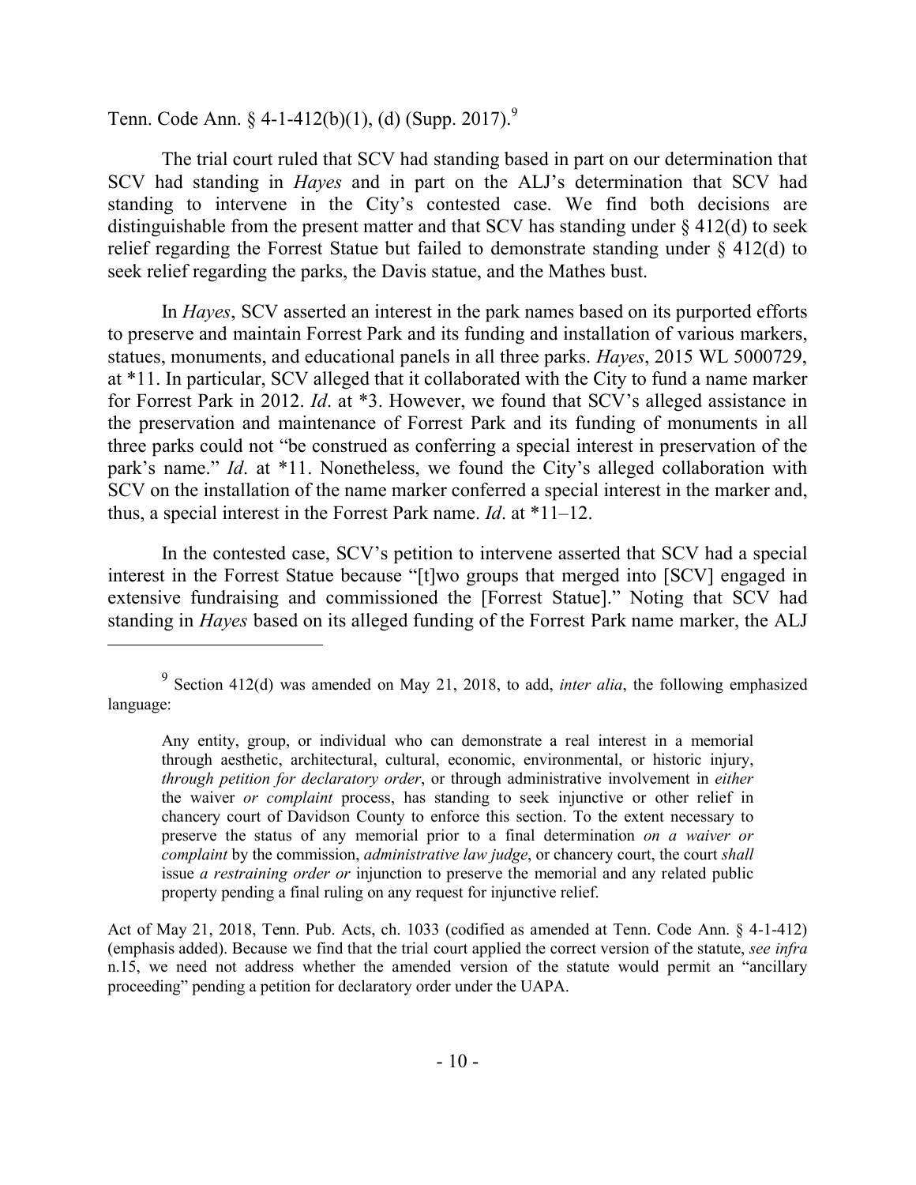Tenn. Code Ann. § 4-1-412(b)(1), (d) (Supp. 2017).[9]

The trial court ruled that SCV had standing based in part on our determination that SCV had standing in *Hayes* and in part on the ALJ's determination that SCV had standing to intervene in the City's contested case. We find both decisions are distinguishable from the present matter and that SCV has standing under § 412(d) to seek relief regarding the Forrest Statue but failed to demonstrate standing under § 412(d) to seek relief regarding the parks, the Davis statue, and the Mathes bust.

In *Hayes*, SCV asserted an interest in the park names based on its purported efforts to preserve and maintain Forrest Park and its funding and installation of various markers, statues, monuments, and educational panels in all three parks. *Hayes*, 2015 WL 5000729, at *11. In particular, SCV alleged that it collaborated with the City to fund a name marker for Forrest Park in 2012. *Id*. at *3. However, we found that SCV's alleged assistance in the preservation and maintenance of Forrest Park and its funding of monuments in all three parks could not "be construed as conferring a special interest in preservation of the park's name." *Id*. at *11. Nonetheless, we found the City's alleged collaboration with SCV on the installation of the name marker conferred a special interest in the marker and, thus, a special interest in the Forrest Park name. *Id*. at *11–12.

In the contested case, SCV's petition to intervene asserted that SCV had a special interest in the Forrest Statue because "[t]wo groups that merged into [SCV] engaged in extensive fundraising and commissioned the [Forrest Statue]." Noting that SCV had standing in *Hayes* based on its alleged funding of the Forrest Park name marker, the ALJ

---

[9] Section 412(d) was amended on May 21, 2018, to add, *inter alia*, the following emphasized language:

> Any entity, group, or individual who can demonstrate a real interest in a memorial through aesthetic, architectural, cultural, economic, environmental, or historic injury, *through petition for declaratory order*, or through administrative involvement in *either* the waiver *or complaint* process, has standing to seek injunctive or other relief in chancery court of Davidson County to enforce this section. To the extent necessary to preserve the status of any memorial prior to a final determination *on a waiver or complaint* by the commission, *administrative law judge*, or chancery court, the court *shall* issue *a restraining order or* injunction to preserve the memorial and any related public property pending a final ruling on any request for injunctive relief.

Act of May 21, 2018, Tenn. Pub. Acts, ch. 1033 (codified as amended at Tenn. Code Ann. § 4-1-412) (emphasis added). Because we find that the trial court applied the correct version of the statute, *see infra* n.15, we need not address whether the amended version of the statute would permit an "ancillary proceeding" pending a petition for declaratory order under the UAPA.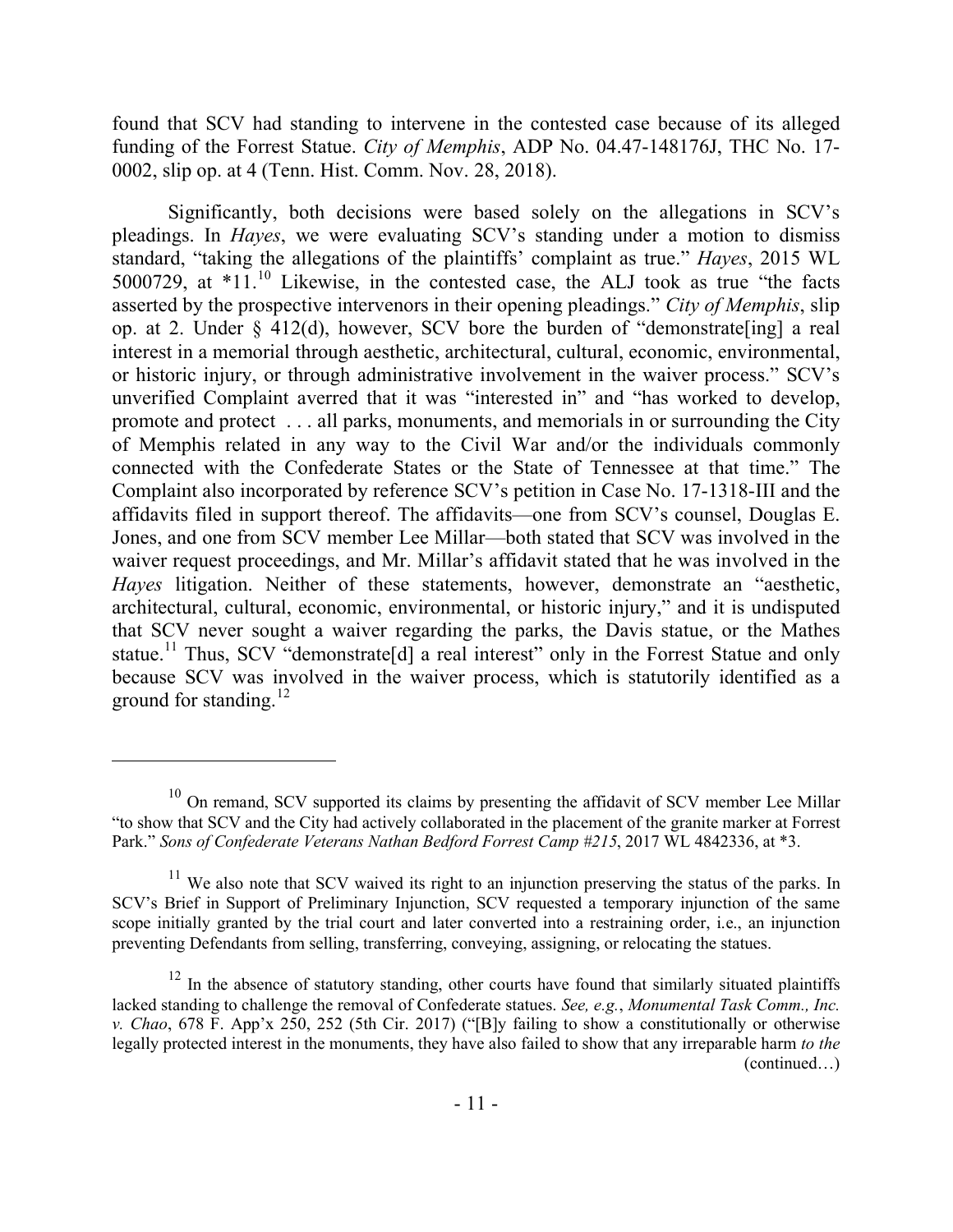found that SCV had standing to intervene in the contested case because of its alleged funding of the Forrest Statue. *City of Memphis*, ADP No. 04.47-148176J, THC No. 17-0002, slip op. at 4 (Tenn. Hist. Comm. Nov. 28, 2018).

Significantly, both decisions were based solely on the allegations in SCV's pleadings. In *Hayes*, we were evaluating SCV's standing under a motion to dismiss standard, "taking the allegations of the plaintiffs' complaint as true." *Hayes*, 2015 WL 5000729, at *11.[10] Likewise, in the contested case, the ALJ took as true "the facts asserted by the prospective intervenors in their opening pleadings." *City of Memphis*, slip op. at 2. Under § 412(d), however, SCV bore the burden of "demonstrate[ing] a real interest in a memorial through aesthetic, architectural, cultural, economic, environmental, or historic injury, or through administrative involvement in the waiver process." SCV's unverified Complaint averred that it was "interested in" and "has worked to develop, promote and protect . . . all parks, monuments, and memorials in or surrounding the City of Memphis related in any way to the Civil War and/or the individuals commonly connected with the Confederate States or the State of Tennessee at that time." The Complaint also incorporated by reference SCV's petition in Case No. 17-1318-III and the affidavits filed in support thereof. The affidavits—one from SCV's counsel, Douglas E. Jones, and one from SCV member Lee Millar—both stated that SCV was involved in the waiver request proceedings, and Mr. Millar's affidavit stated that he was involved in the *Hayes* litigation. Neither of these statements, however, demonstrate an "aesthetic, architectural, cultural, economic, environmental, or historic injury," and it is undisputed that SCV never sought a waiver regarding the parks, the Davis statue, or the Mathes statue.[11] Thus, SCV "demonstrate[d] a real interest" only in the Forrest Statue and only because SCV was involved in the waiver process, which is statutorily identified as a ground for standing.[12]

---

[10] On remand, SCV supported its claims by presenting the affidavit of SCV member Lee Millar "to show that SCV and the City had actively collaborated in the placement of the granite marker at Forrest Park." *Sons of Confederate Veterans Nathan Bedford Forrest Camp #215*, 2017 WL 4842336, at *3.

[11] We also note that SCV waived its right to an injunction preserving the status of the parks. In SCV's Brief in Support of Preliminary Injunction, SCV requested a temporary injunction of the same scope initially granted by the trial court and later converted into a restraining order, i.e., an injunction preventing Defendants from selling, transferring, conveying, assigning, or relocating the statues.

[12] In the absence of statutory standing, other courts have found that similarly situated plaintiffs lacked standing to challenge the removal of Confederate statues. *See, e.g.*, *Monumental Task Comm., Inc. v. Chao*, 678 F. App'x 250, 252 (5th Cir. 2017) ("[B]y failing to show a constitutionally or otherwise legally protected interest in the monuments, they have also failed to show that any irreparable harm *to the* (continued…)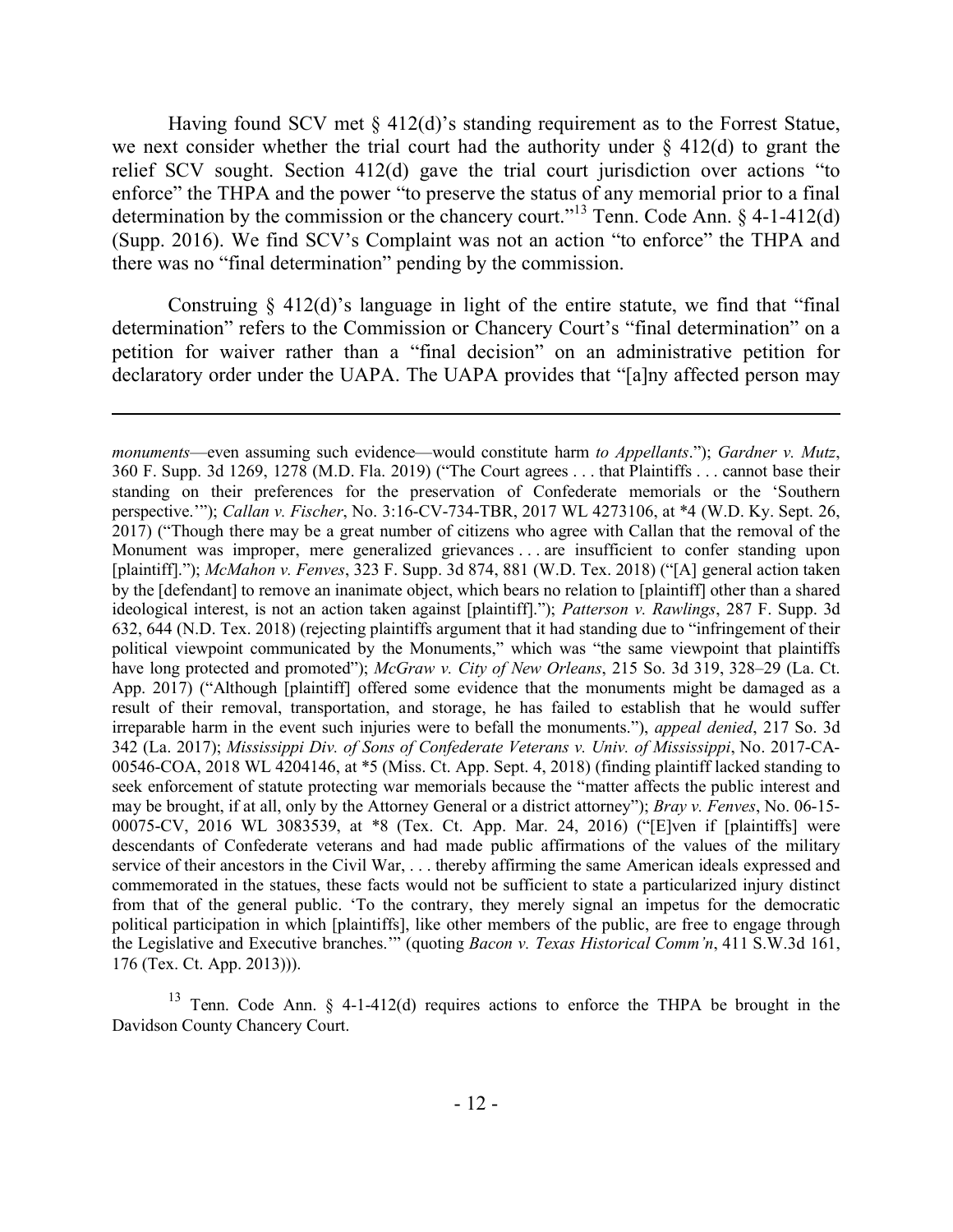Having found SCV met § 412(d)'s standing requirement as to the Forrest Statue, we next consider whether the trial court had the authority under § 412(d) to grant the relief SCV sought. Section 412(d) gave the trial court jurisdiction over actions "to enforce" the THPA and the power "to preserve the status of any memorial prior to a final determination by the commission or the chancery court."[13] Tenn. Code Ann. § 4-1-412(d) (Supp. 2016). We find SCV's Complaint was not an action "to enforce" the THPA and there was no "final determination" pending by the commission.

Construing § 412(d)'s language in light of the entire statute, we find that "final determination" refers to the Commission or Chancery Court's "final determination" on a petition for waiver rather than a "final decision" on an administrative petition for declaratory order under the UAPA. The UAPA provides that "[a]ny affected person may

---

*monuments*—even assuming such evidence—would constitute harm *to Appellants*."); *Gardner v. Mutz*, 360 F. Supp. 3d 1269, 1278 (M.D. Fla. 2019) ("The Court agrees . . . that Plaintiffs . . . cannot base their standing on their preferences for the preservation of Confederate memorials or the 'Southern perspective.'"); *Callan v. Fischer*, No. 3:16-CV-734-TBR, 2017 WL 4273106, at *4 (W.D. Ky. Sept. 26, 2017) ("Though there may be a great number of citizens who agree with Callan that the removal of the Monument was improper, mere generalized grievances . . . are insufficient to confer standing upon [plaintiff]."); *McMahon v. Fenves*, 323 F. Supp. 3d 874, 881 (W.D. Tex. 2018) ("[A] general action taken by the [defendant] to remove an inanimate object, which bears no relation to [plaintiff] other than a shared ideological interest, is not an action taken against [plaintiff]."); *Patterson v. Rawlings*, 287 F. Supp. 3d 632, 644 (N.D. Tex. 2018) (rejecting plaintiffs argument that it had standing due to "infringement of their political viewpoint communicated by the Monuments," which was "the same viewpoint that plaintiffs have long protected and promoted"); *McGraw v. City of New Orleans*, 215 So. 3d 319, 328–29 (La. Ct. App. 2017) ("Although [plaintiff] offered some evidence that the monuments might be damaged as a result of their removal, transportation, and storage, he has failed to establish that he would suffer irreparable harm in the event such injuries were to befall the monuments."), *appeal denied*, 217 So. 3d 342 (La. 2017); *Mississippi Div. of Sons of Confederate Veterans v. Univ. of Mississippi*, No. 2017-CA-00546-COA, 2018 WL 4204146, at *5 (Miss. Ct. App. Sept. 4, 2018) (finding plaintiff lacked standing to seek enforcement of statute protecting war memorials because the "matter affects the public interest and may be brought, if at all, only by the Attorney General or a district attorney"); *Bray v. Fenves*, No. 06-15-00075-CV, 2016 WL 3083539, at *8 (Tex. Ct. App. Mar. 24, 2016) ("[E]ven if [plaintiffs] were descendants of Confederate veterans and had made public affirmations of the values of the military service of their ancestors in the Civil War, . . . thereby affirming the same American ideals expressed and commemorated in the statues, these facts would not be sufficient to state a particularized injury distinct from that of the general public. 'To the contrary, they merely signal an impetus for the democratic political participation in which [plaintiffs], like other members of the public, are free to engage through the Legislative and Executive branches.'" (quoting *Bacon v. Texas Historical Comm'n*, 411 S.W.3d 161, 176 (Tex. Ct. App. 2013))).

[13] Tenn. Code Ann. § 4-1-412(d) requires actions to enforce the THPA be brought in the Davidson County Chancery Court.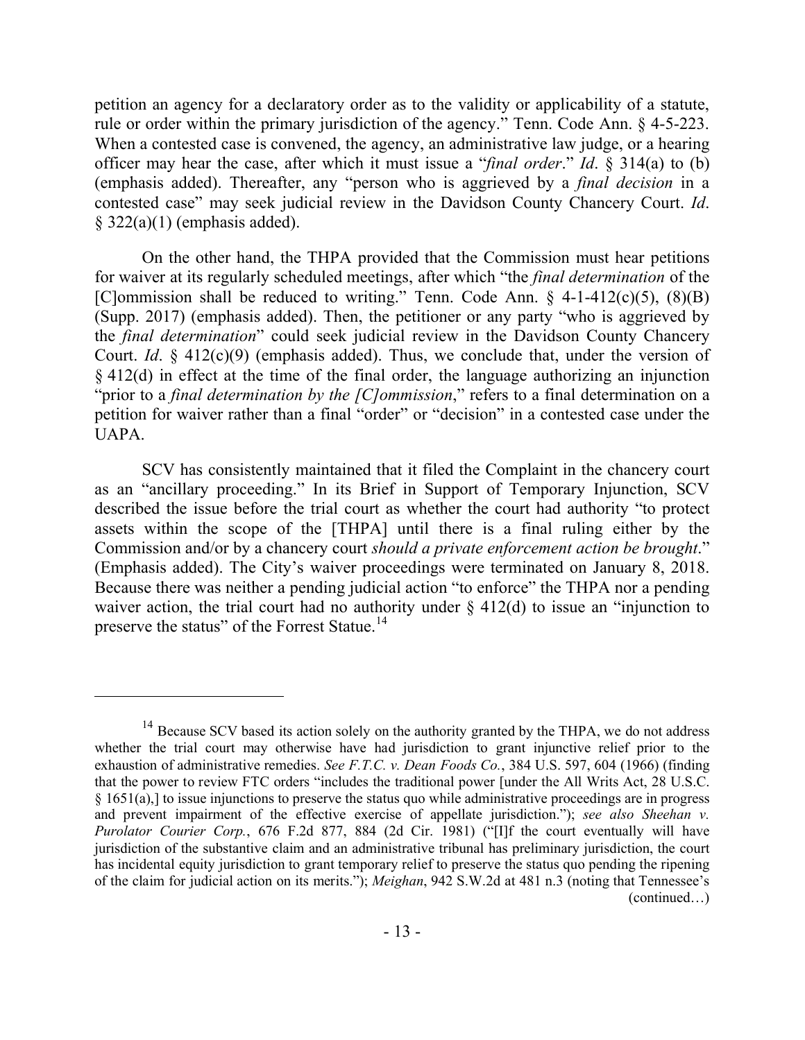petition an agency for a declaratory order as to the validity or applicability of a statute, rule or order within the primary jurisdiction of the agency." Tenn. Code Ann. § 4-5-223. When a contested case is convened, the agency, an administrative law judge, or a hearing officer may hear the case, after which it must issue a "*final order*." *Id*. § 314(a) to (b) (emphasis added). Thereafter, any "person who is aggrieved by a *final decision* in a contested case" may seek judicial review in the Davidson County Chancery Court. *Id*. § 322(a)(1) (emphasis added).

On the other hand, the THPA provided that the Commission must hear petitions for waiver at its regularly scheduled meetings, after which "the *final determination* of the [C]ommission shall be reduced to writing." Tenn. Code Ann. § 4-1-412(c)(5), (8)(B) (Supp. 2017) (emphasis added). Then, the petitioner or any party "who is aggrieved by the *final determination*" could seek judicial review in the Davidson County Chancery Court. *Id*. § 412(c)(9) (emphasis added). Thus, we conclude that, under the version of § 412(d) in effect at the time of the final order, the language authorizing an injunction "prior to a *final determination by the [C]ommission*," refers to a final determination on a petition for waiver rather than a final "order" or "decision" in a contested case under the UAPA.

SCV has consistently maintained that it filed the Complaint in the chancery court as an "ancillary proceeding." In its Brief in Support of Temporary Injunction, SCV described the issue before the trial court as whether the court had authority "to protect assets within the scope of the [THPA] until there is a final ruling either by the Commission and/or by a chancery court *should a private enforcement action be brought*." (Emphasis added). The City's waiver proceedings were terminated on January 8, 2018. Because there was neither a pending judicial action "to enforce" the THPA nor a pending waiver action, the trial court had no authority under § 412(d) to issue an "injunction to preserve the status" of the Forrest Statue.[14]

---

[14] Because SCV based its action solely on the authority granted by the THPA, we do not address whether the trial court may otherwise have had jurisdiction to grant injunctive relief prior to the exhaustion of administrative remedies. *See F.T.C. v. Dean Foods Co.*, 384 U.S. 597, 604 (1966) (finding that the power to review FTC orders "includes the traditional power [under the All Writs Act, 28 U.S.C. § 1651(a),] to issue injunctions to preserve the status quo while administrative proceedings are in progress and prevent impairment of the effective exercise of appellate jurisdiction."); *see also Sheehan v. Purolator Courier Corp.*, 676 F.2d 877, 884 (2d Cir. 1981) ("[I]f the court eventually will have jurisdiction of the substantive claim and an administrative tribunal has preliminary jurisdiction, the court has incidental equity jurisdiction to grant temporary relief to preserve the status quo pending the ripening of the claim for judicial action on its merits."); *Meighan*, 942 S.W.2d at 481 n.3 (noting that Tennessee's (continued…)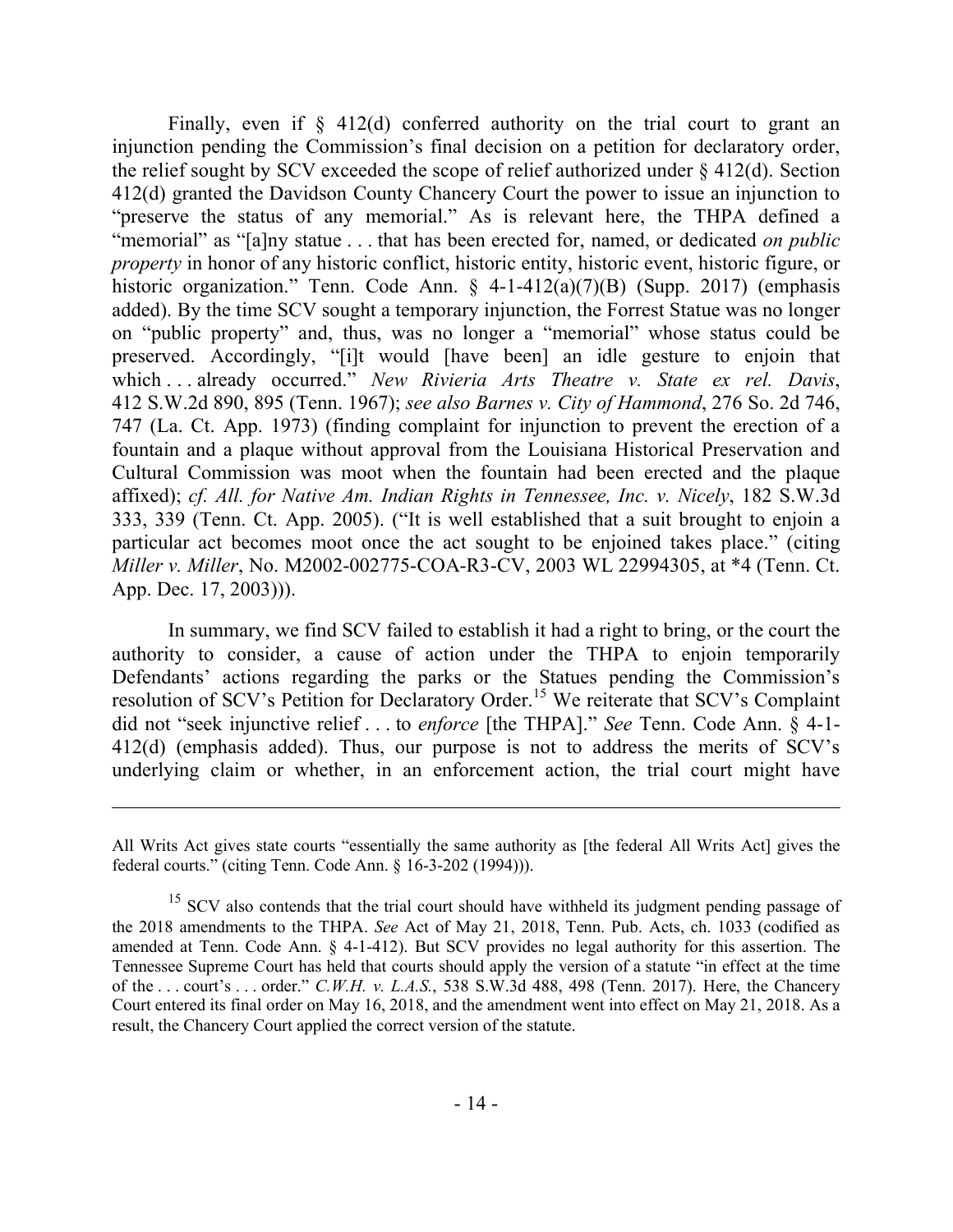Finally, even if § 412(d) conferred authority on the trial court to grant an injunction pending the Commission's final decision on a petition for declaratory order, the relief sought by SCV exceeded the scope of relief authorized under § 412(d). Section 412(d) granted the Davidson County Chancery Court the power to issue an injunction to "preserve the status of any memorial." As is relevant here, the THPA defined a "memorial" as "[a]ny statue . . . that has been erected for, named, or dedicated *on public property* in honor of any historic conflict, historic entity, historic event, historic figure, or historic organization." Tenn. Code Ann. § 4-1-412(a)(7)(B) (Supp. 2017) (emphasis added). By the time SCV sought a temporary injunction, the Forrest Statue was no longer on "public property" and, thus, was no longer a "memorial" whose status could be preserved. Accordingly, "[i]t would [have been] an idle gesture to enjoin that which . . . already occurred." *New Rivieria Arts Theatre v. State ex rel. Davis*, 412 S.W.2d 890, 895 (Tenn. 1967); *see also Barnes v. City of Hammond*, 276 So. 2d 746, 747 (La. Ct. App. 1973) (finding complaint for injunction to prevent the erection of a fountain and a plaque without approval from the Louisiana Historical Preservation and Cultural Commission was moot when the fountain had been erected and the plaque affixed); *cf. All. for Native Am. Indian Rights in Tennessee, Inc. v. Nicely*, 182 S.W.3d 333, 339 (Tenn. Ct. App. 2005). ("It is well established that a suit brought to enjoin a particular act becomes moot once the act sought to be enjoined takes place." (citing *Miller v. Miller*, No. M2002-002775-COA-R3-CV, 2003 WL 22994305, at *4 (Tenn. Ct. App. Dec. 17, 2003))).

In summary, we find SCV failed to establish it had a right to bring, or the court the authority to consider, a cause of action under the THPA to enjoin temporarily Defendants' actions regarding the parks or the Statues pending the Commission's resolution of SCV's Petition for Declaratory Order.[15] We reiterate that SCV's Complaint did not "seek injunctive relief . . . to *enforce* [the THPA]." *See* Tenn. Code Ann. § 4-1-412(d) (emphasis added). Thus, our purpose is not to address the merits of SCV's underlying claim or whether, in an enforcement action, the trial court might have

---

All Writs Act gives state courts "essentially the same authority as [the federal All Writs Act] gives the federal courts." (citing Tenn. Code Ann. § 16-3-202 (1994))).

[15] SCV also contends that the trial court should have withheld its judgment pending passage of the 2018 amendments to the THPA. *See* Act of May 21, 2018, Tenn. Pub. Acts, ch. 1033 (codified as amended at Tenn. Code Ann. § 4-1-412). But SCV provides no legal authority for this assertion. The Tennessee Supreme Court has held that courts should apply the version of a statute "in effect at the time of the . . . court's . . . order." *C.W.H. v. L.A.S.*, 538 S.W.3d 488, 498 (Tenn. 2017). Here, the Chancery Court entered its final order on May 16, 2018, and the amendment went into effect on May 21, 2018. As a result, the Chancery Court applied the correct version of the statute.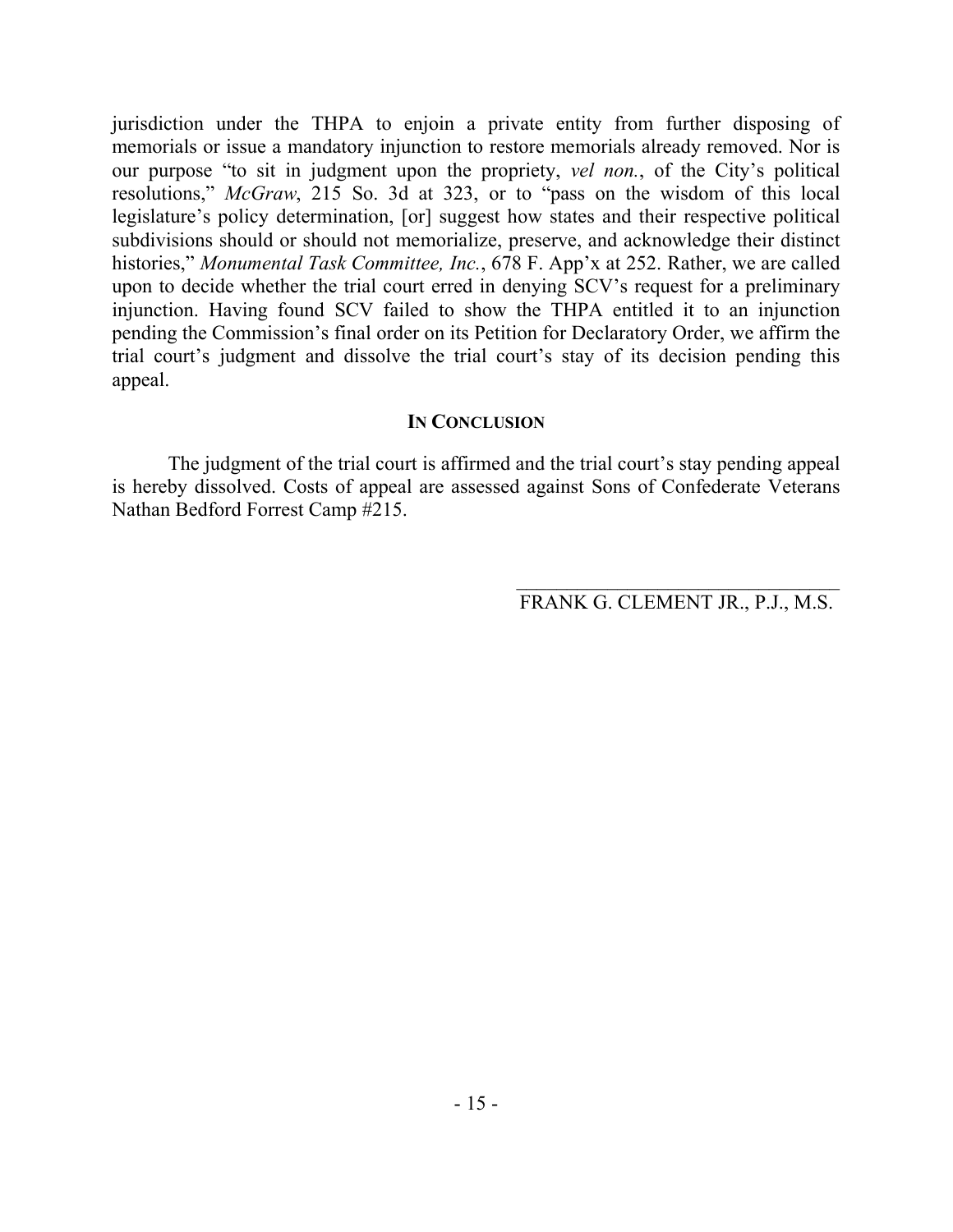jurisdiction under the THPA to enjoin a private entity from further disposing of memorials or issue a mandatory injunction to restore memorials already removed. Nor is our purpose "to sit in judgment upon the propriety, *vel non.*, of the City's political resolutions," *McGraw*, 215 So. 3d at 323, or to "pass on the wisdom of this local legislature's policy determination, [or] suggest how states and their respective political subdivisions should or should not memorialize, preserve, and acknowledge their distinct histories," *Monumental Task Committee, Inc.*, 678 F. App'x at 252. Rather, we are called upon to decide whether the trial court erred in denying SCV's request for a preliminary injunction. Having found SCV failed to show the THPA entitled it to an injunction pending the Commission's final order on its Petition for Declaratory Order, we affirm the trial court's judgment and dissolve the trial court's stay of its decision pending this appeal.

## IN CONCLUSION

The judgment of the trial court is affirmed and the trial court's stay pending appeal is hereby dissolved. Costs of appeal are assessed against Sons of Confederate Veterans Nathan Bedford Forrest Camp #215.

\_\_\_\_\_\_\_\_\_\_\_\_\_\_\_\_\_\_\_\_\_\_\_\_\_\_\_\_\_\_\_\_

FRANK G. CLEMENT JR., P.J., M.S.